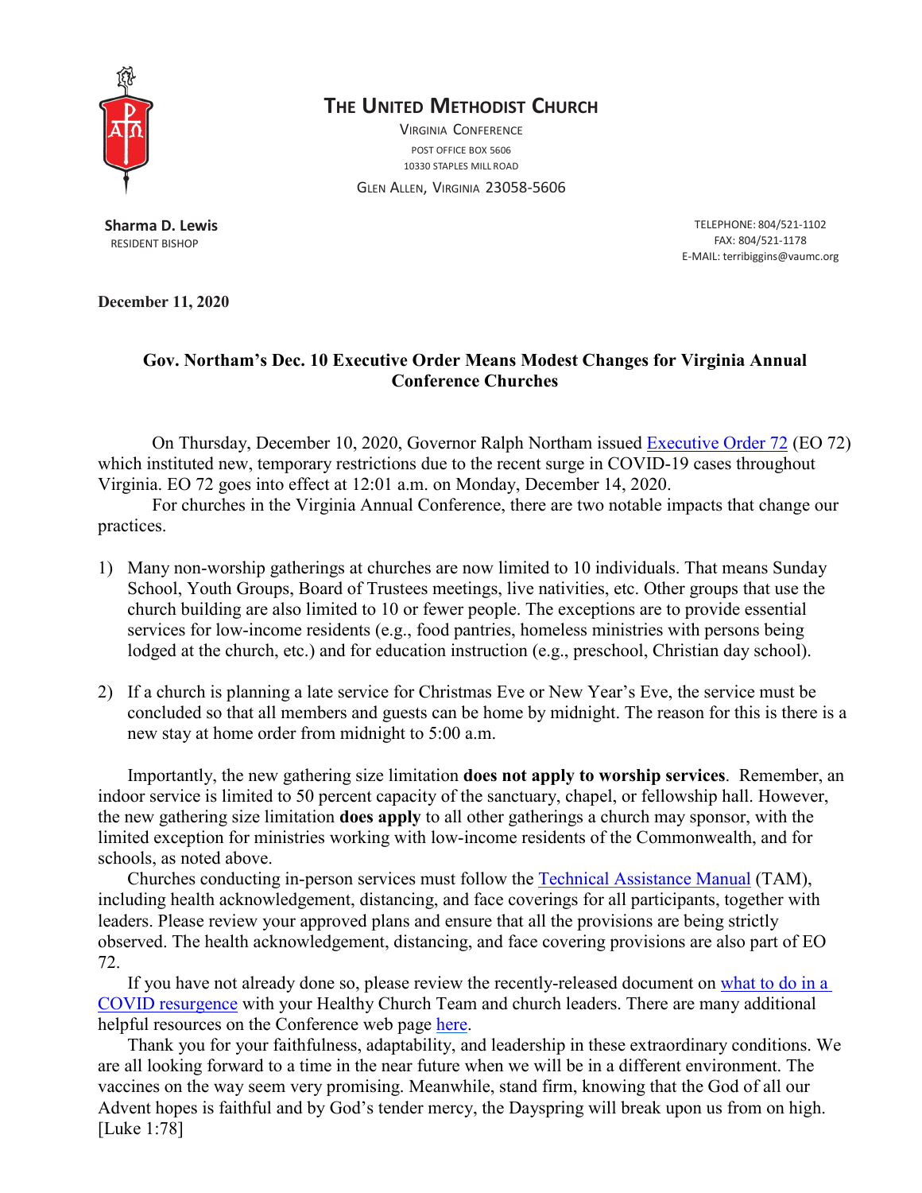**THE UNITED METHODIST CHURCH**

VIRGINIA CONFERENCE

POST OFFICE BOX 5606

10330 STAPLES MILL ROAD

GLEN ALLEN, VIRGINIA 23058-5606

**Sharma D. Lewis**
RESIDENT BISHOP

TELEPHONE: 804/521-1102
FAX: 804/521-1178
E-MAIL: terribiggins@vaumc.org

**December 11, 2020**

## Gov. Northam's Dec. 10 Executive Order Means Modest Changes for Virginia Annual Conference Churches

On Thursday, December 10, 2020, Governor Ralph Northam issued Executive Order 72 (EO 72) which instituted new, temporary restrictions due to the recent surge in COVID-19 cases throughout Virginia. EO 72 goes into effect at 12:01 a.m. on Monday, December 14, 2020.

For churches in the Virginia Annual Conference, there are two notable impacts that change our practices.

1) Many non-worship gatherings at churches are now limited to 10 individuals. That means Sunday School, Youth Groups, Board of Trustees meetings, live nativities, etc. Other groups that use the church building are also limited to 10 or fewer people. The exceptions are to provide essential services for low-income residents (e.g., food pantries, homeless ministries with persons being lodged at the church, etc.) and for education instruction (e.g., preschool, Christian day school).

2) If a church is planning a late service for Christmas Eve or New Year's Eve, the service must be concluded so that all members and guests can be home by midnight. The reason for this is there is a new stay at home order from midnight to 5:00 a.m.

Importantly, the new gathering size limitation **does not apply to worship services**. Remember, an indoor service is limited to 50 percent capacity of the sanctuary, chapel, or fellowship hall. However, the new gathering size limitation **does apply** to all other gatherings a church may sponsor, with the limited exception for ministries working with low-income residents of the Commonwealth, and for schools, as noted above.

Churches conducting in-person services must follow the Technical Assistance Manual (TAM), including health acknowledgement, distancing, and face coverings for all participants, together with leaders. Please review your approved plans and ensure that all the provisions are being strictly observed. The health acknowledgement, distancing, and face covering provisions are also part of EO 72.

If you have not already done so, please review the recently-released document on what to do in a COVID resurgence with your Healthy Church Team and church leaders. There are many additional helpful resources on the Conference web page here.

Thank you for your faithfulness, adaptability, and leadership in these extraordinary conditions. We are all looking forward to a time in the near future when we will be in a different environment. The vaccines on the way seem very promising. Meanwhile, stand firm, knowing that the God of all our Advent hopes is faithful and by God's tender mercy, the Dayspring will break upon us from on high. [Luke 1:78]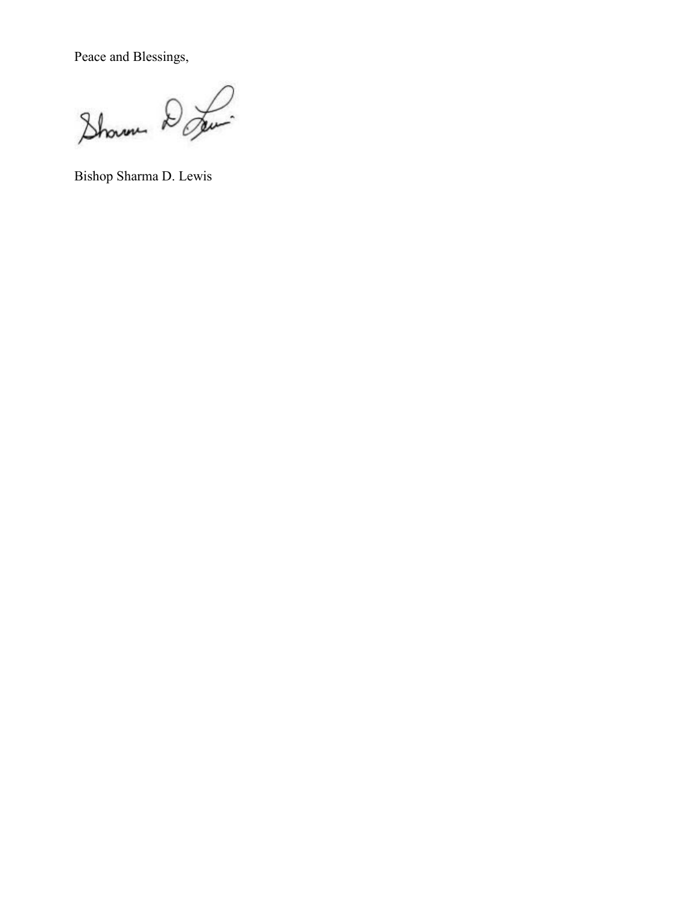Peace and Blessings,

Bishop Sharma D. Lewis